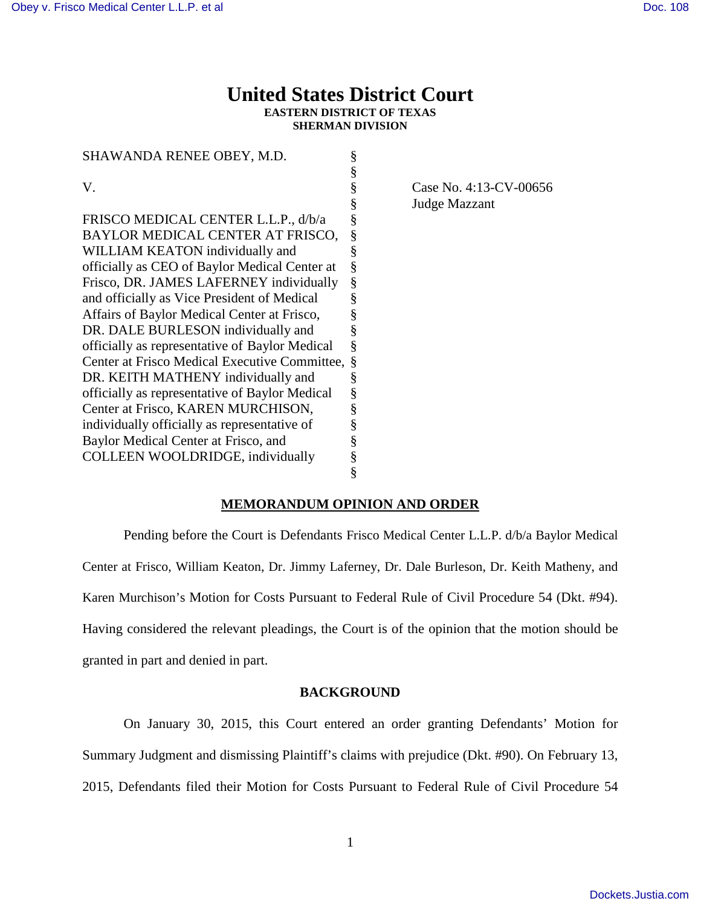# United States District Court
**EASTERN DISTRICT OF TEXAS**
**SHERMAN DIVISION**

| | | |
|---|---|---|
| SHAWANDA RENEE OBEY, M.D. | § | |
| | § | |
| V. | § | Case No. 4:13-CV-00656 |
| | § | Judge Mazzant |
| FRISCO MEDICAL CENTER L.L.P., d/b/a BAYLOR MEDICAL CENTER AT FRISCO, WILLIAM KEATON individually and officially as CEO of Baylor Medical Center at Frisco, DR. JAMES LAFERNEY individually and officially as Vice President of Medical Affairs of Baylor Medical Center at Frisco, DR. DALE BURLESON individually and officially as representative of Baylor Medical Center at Frisco Medical Executive Committee, DR. KEITH MATHENY individually and officially as representative of Baylor Medical Center at Frisco, KAREN MURCHISON, individually officially as representative of Baylor Medical Center at Frisco, and COLLEEN WOOLDRIDGE, individually | § | |

## MEMORANDUM OPINION AND ORDER

Pending before the Court is Defendants Frisco Medical Center L.L.P. d/b/a Baylor Medical Center at Frisco, William Keaton, Dr. Jimmy Laferney, Dr. Dale Burleson, Dr. Keith Matheny, and Karen Murchison's Motion for Costs Pursuant to Federal Rule of Civil Procedure 54 (Dkt. #94). Having considered the relevant pleadings, the Court is of the opinion that the motion should be granted in part and denied in part.

### BACKGROUND

On January 30, 2015, this Court entered an order granting Defendants' Motion for Summary Judgment and dismissing Plaintiff's claims with prejudice (Dkt. #90). On February 13, 2015, Defendants filed their Motion for Costs Pursuant to Federal Rule of Civil Procedure 54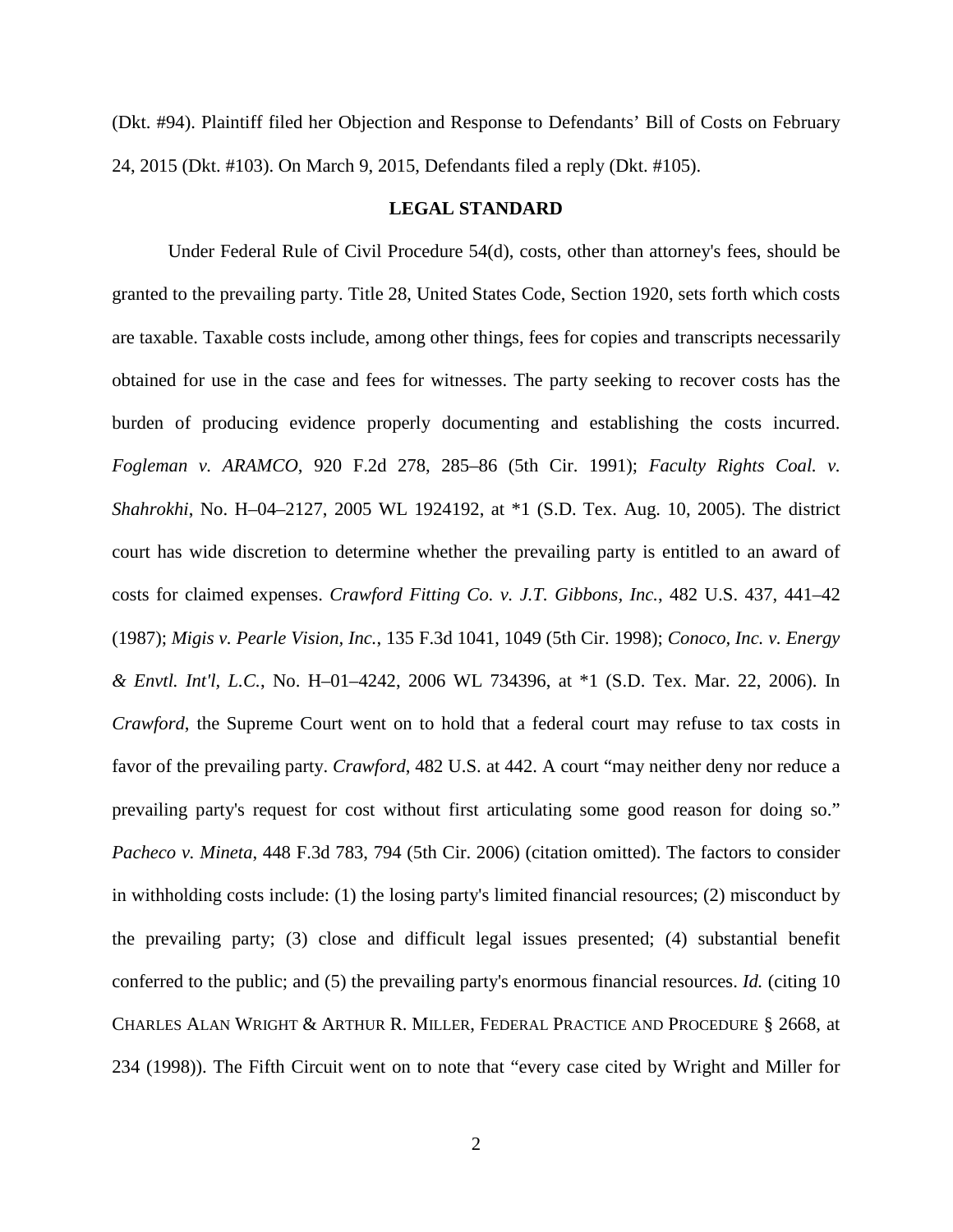(Dkt. #94). Plaintiff filed her Objection and Response to Defendants' Bill of Costs on February 24, 2015 (Dkt. #103). On March 9, 2015, Defendants filed a reply (Dkt. #105).

## LEGAL STANDARD

Under Federal Rule of Civil Procedure 54(d), costs, other than attorney's fees, should be granted to the prevailing party. Title 28, United States Code, Section 1920, sets forth which costs are taxable. Taxable costs include, among other things, fees for copies and transcripts necessarily obtained for use in the case and fees for witnesses. The party seeking to recover costs has the burden of producing evidence properly documenting and establishing the costs incurred. *Fogleman v. ARAMCO*, 920 F.2d 278, 285–86 (5th Cir. 1991); *Faculty Rights Coal. v. Shahrokhi*, No. H–04–2127, 2005 WL 1924192, at *1 (S.D. Tex. Aug. 10, 2005). The district court has wide discretion to determine whether the prevailing party is entitled to an award of costs for claimed expenses. *Crawford Fitting Co. v. J.T. Gibbons, Inc.*, 482 U.S. 437, 441–42 (1987); *Migis v. Pearle Vision, Inc.*, 135 F.3d 1041, 1049 (5th Cir. 1998); *Conoco, Inc. v. Energy & Envtl. Int'l, L.C.*, No. H–01–4242, 2006 WL 734396, at *1 (S.D. Tex. Mar. 22, 2006). In *Crawford*, the Supreme Court went on to hold that a federal court may refuse to tax costs in favor of the prevailing party. *Crawford*, 482 U.S. at 442. A court "may neither deny nor reduce a prevailing party's request for cost without first articulating some good reason for doing so." *Pacheco v. Mineta*, 448 F.3d 783, 794 (5th Cir. 2006) (citation omitted). The factors to consider in withholding costs include: (1) the losing party's limited financial resources; (2) misconduct by the prevailing party; (3) close and difficult legal issues presented; (4) substantial benefit conferred to the public; and (5) the prevailing party's enormous financial resources. *Id.* (citing 10 CHARLES ALAN WRIGHT & ARTHUR R. MILLER, FEDERAL PRACTICE AND PROCEDURE § 2668, at 234 (1998)). The Fifth Circuit went on to note that "every case cited by Wright and Miller for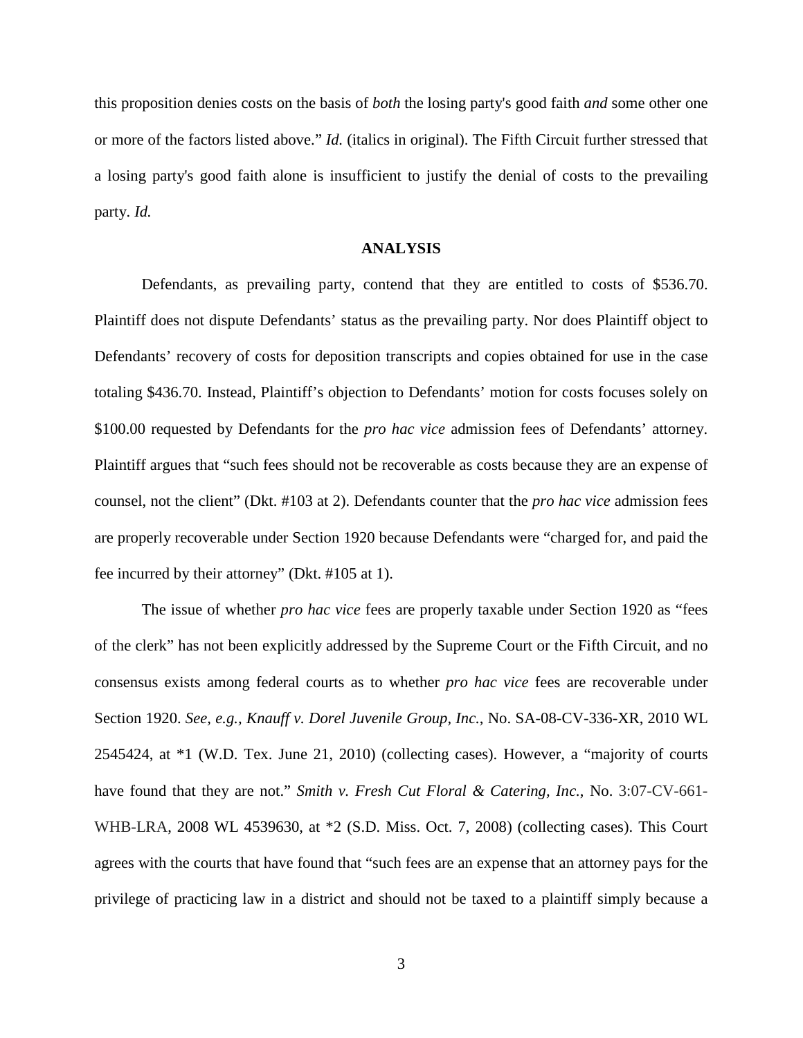this proposition denies costs on the basis of *both* the losing party's good faith *and* some other one or more of the factors listed above." *Id.* (italics in original). The Fifth Circuit further stressed that a losing party's good faith alone is insufficient to justify the denial of costs to the prevailing party. *Id.*

**ANALYSIS**

Defendants, as prevailing party, contend that they are entitled to costs of $536.70. Plaintiff does not dispute Defendants' status as the prevailing party. Nor does Plaintiff object to Defendants' recovery of costs for deposition transcripts and copies obtained for use in the case totaling $436.70. Instead, Plaintiff's objection to Defendants' motion for costs focuses solely on $100.00 requested by Defendants for the *pro hac vice* admission fees of Defendants' attorney. Plaintiff argues that "such fees should not be recoverable as costs because they are an expense of counsel, not the client" (Dkt. #103 at 2). Defendants counter that the *pro hac vice* admission fees are properly recoverable under Section 1920 because Defendants were "charged for, and paid the fee incurred by their attorney" (Dkt. #105 at 1).

The issue of whether *pro hac vice* fees are properly taxable under Section 1920 as "fees of the clerk" has not been explicitly addressed by the Supreme Court or the Fifth Circuit, and no consensus exists among federal courts as to whether *pro hac vice* fees are recoverable under Section 1920. *See, e.g., Knauff v. Dorel Juvenile Group, Inc.*, No. SA-08-CV-336-XR, 2010 WL 2545424, at *1 (W.D. Tex. June 21, 2010) (collecting cases). However, a "majority of courts have found that they are not." *Smith v. Fresh Cut Floral & Catering, Inc.*, No. 3:07-CV-661-WHB-LRA, 2008 WL 4539630, at *2 (S.D. Miss. Oct. 7, 2008) (collecting cases). This Court agrees with the courts that have found that "such fees are an expense that an attorney pays for the privilege of practicing law in a district and should not be taxed to a plaintiff simply because a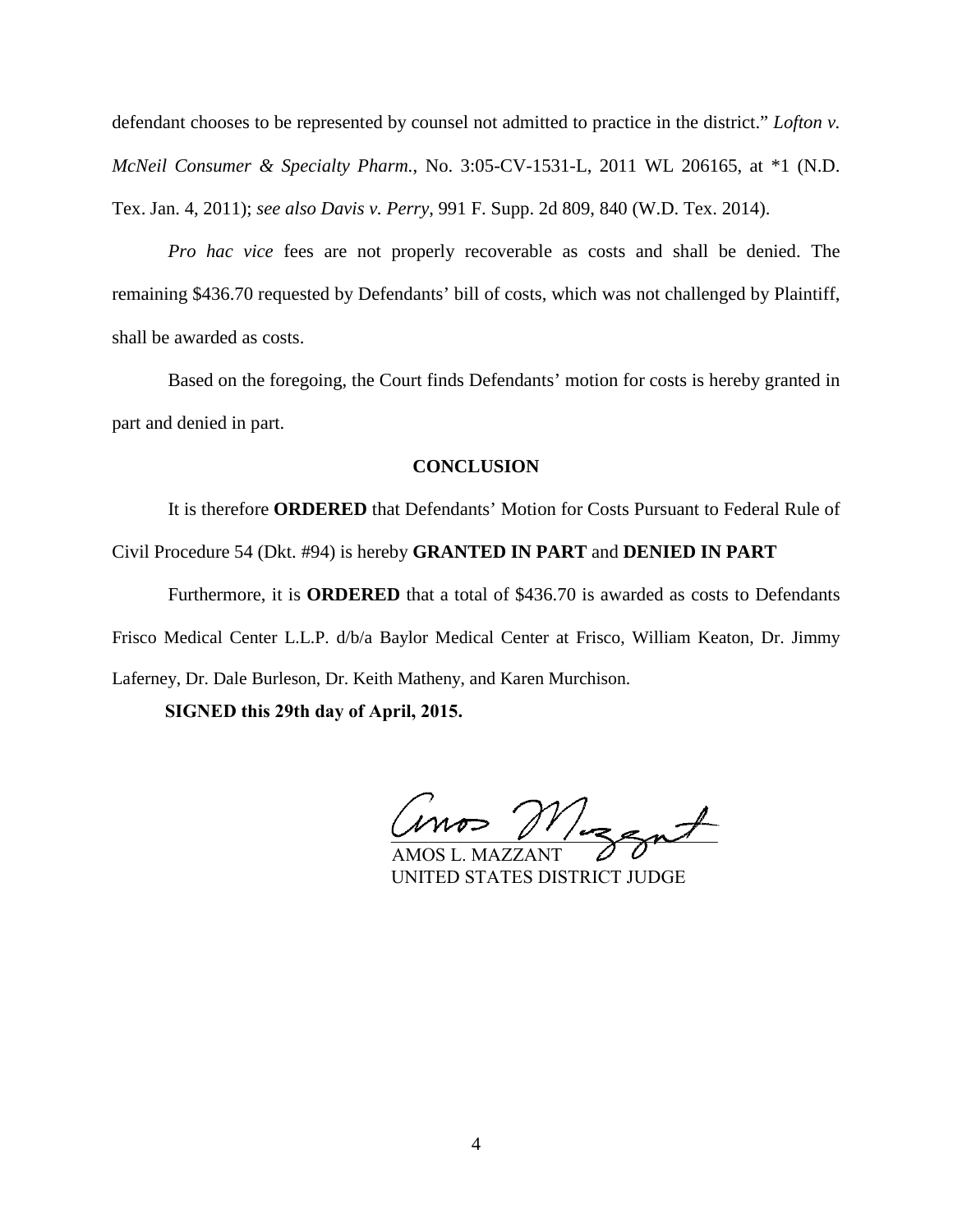defendant chooses to be represented by counsel not admitted to practice in the district." *Lofton v. McNeil Consumer & Specialty Pharm.*, No. 3:05-CV-1531-L, 2011 WL 206165, at *1 (N.D. Tex. Jan. 4, 2011); *see also Davis v. Perry*, 991 F. Supp. 2d 809, 840 (W.D. Tex. 2014).

*Pro hac vice* fees are not properly recoverable as costs and shall be denied. The remaining $436.70 requested by Defendants' bill of costs, which was not challenged by Plaintiff, shall be awarded as costs.

Based on the foregoing, the Court finds Defendants' motion for costs is hereby granted in part and denied in part.

## CONCLUSION

It is therefore **ORDERED** that Defendants' Motion for Costs Pursuant to Federal Rule of Civil Procedure 54 (Dkt. #94) is hereby **GRANTED IN PART** and **DENIED IN PART**

Furthermore, it is **ORDERED** that a total of $436.70 is awarded as costs to Defendants Frisco Medical Center L.L.P. d/b/a Baylor Medical Center at Frisco, William Keaton, Dr. Jimmy Laferney, Dr. Dale Burleson, Dr. Keith Matheny, and Karen Murchison.

**SIGNED this 29th day of April, 2015.**

AMOS L. MAZZANT
UNITED STATES DISTRICT JUDGE